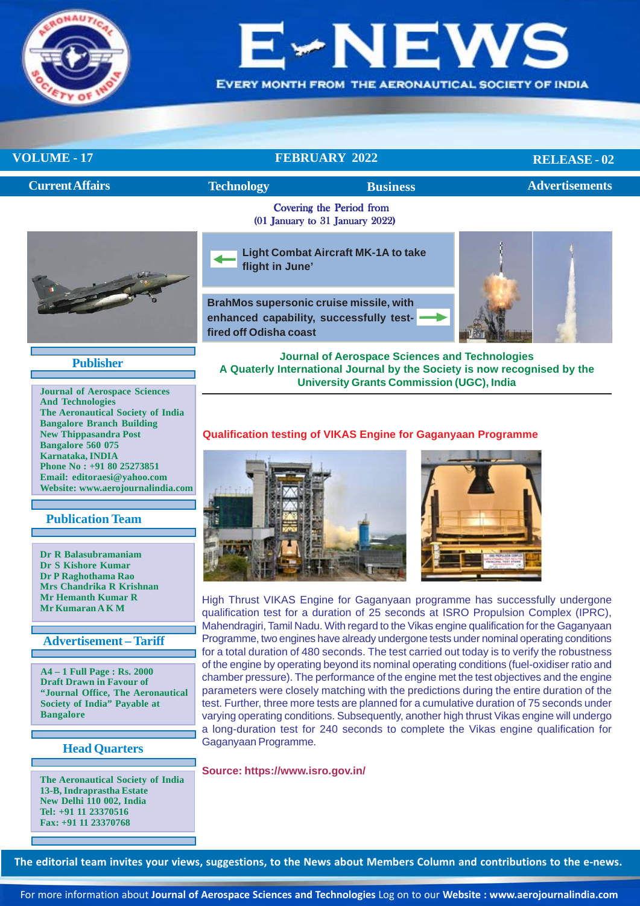# E-NEWS

EVERY MONTH FROM THE AERONAUTICAL SOCIETY OF INDIA

**VOLUME - 17** | **FEBRUARY 2022** | **RELEASE - 02**

**Current Affairs** | **Technology** | **Business** | **Advertisements**

Covering the Period from
(01 January to 31 January 2022)

**Light Combat Aircraft MK-1A to take flight in June'**

**BrahMos supersonic cruise missile, with enhanced capability, successfully test-fired off Odisha coast**

## Publisher

**Journal of Aerospace Sciences And Technologies**
**The Aeronautical Society of India**
**Bangalore Branch Building**
**New Thippasandra Post**
**Bangalore 560 075**
**Karnataka, INDIA**
**Phone No : +91 80 25273851**
**Email: editoraesi@yahoo.com**
**Website: www.aerojournalindia.com**

## Publication Team

**Dr R Balasubramaniam**
**Dr S Kishore Kumar**
**Dr P Raghothama Rao**
**Mrs Chandrika R Krishnan**
**Mr Hemanth Kumar R**
**Mr Kumaran A K M**

## Advertisement – Tariff

**A4 – 1 Full Page : Rs. 2000**
**Draft Drawn in Favour of "Journal Office, The Aeronautical Society of India" Payable at Bangalore**

## Head Quarters

**The Aeronautical Society of India**
**13-B, Indraprastha Estate**
**New Delhi 110 002, India**
**Tel: +91 11 23370516**
**Fax: +91 11 23370768**

**Journal of Aerospace Sciences and Technologies**
**A Quaterly International Journal by the Society is now recognised by the University Grants Commission (UGC), India**

## Qualification testing of VIKAS Engine for Gaganyaan Programme

High Thrust VIKAS Engine for Gaganyaan programme has successfully undergone qualification test for a duration of 25 seconds at ISRO Propulsion Complex (IPRC), Mahendragiri, Tamil Nadu. With regard to the Vikas engine qualification for the Gaganyaan Programme, two engines have already undergone tests under nominal operating conditions for a total duration of 480 seconds. The test carried out today is to verify the robustness of the engine by operating beyond its nominal operating conditions (fuel-oxidiser ratio and chamber pressure). The performance of the engine met the test objectives and the engine parameters were closely matching with the predictions during the entire duration of the test. Further, three more tests are planned for a cumulative duration of 75 seconds under varying operating conditions. Subsequently, another high thrust Vikas engine will undergo a long-duration test for 240 seconds to complete the Vikas engine qualification for Gaganyaan Programme.

**Source: https://www.isro.gov.in/**

**The editorial team invites your views, suggestions, to the News about Members Column and contributions to the e-news.**

For more information about **Journal of Aerospace Sciences and Technologies** Log on to our **Website : www.aerojournalindia.com**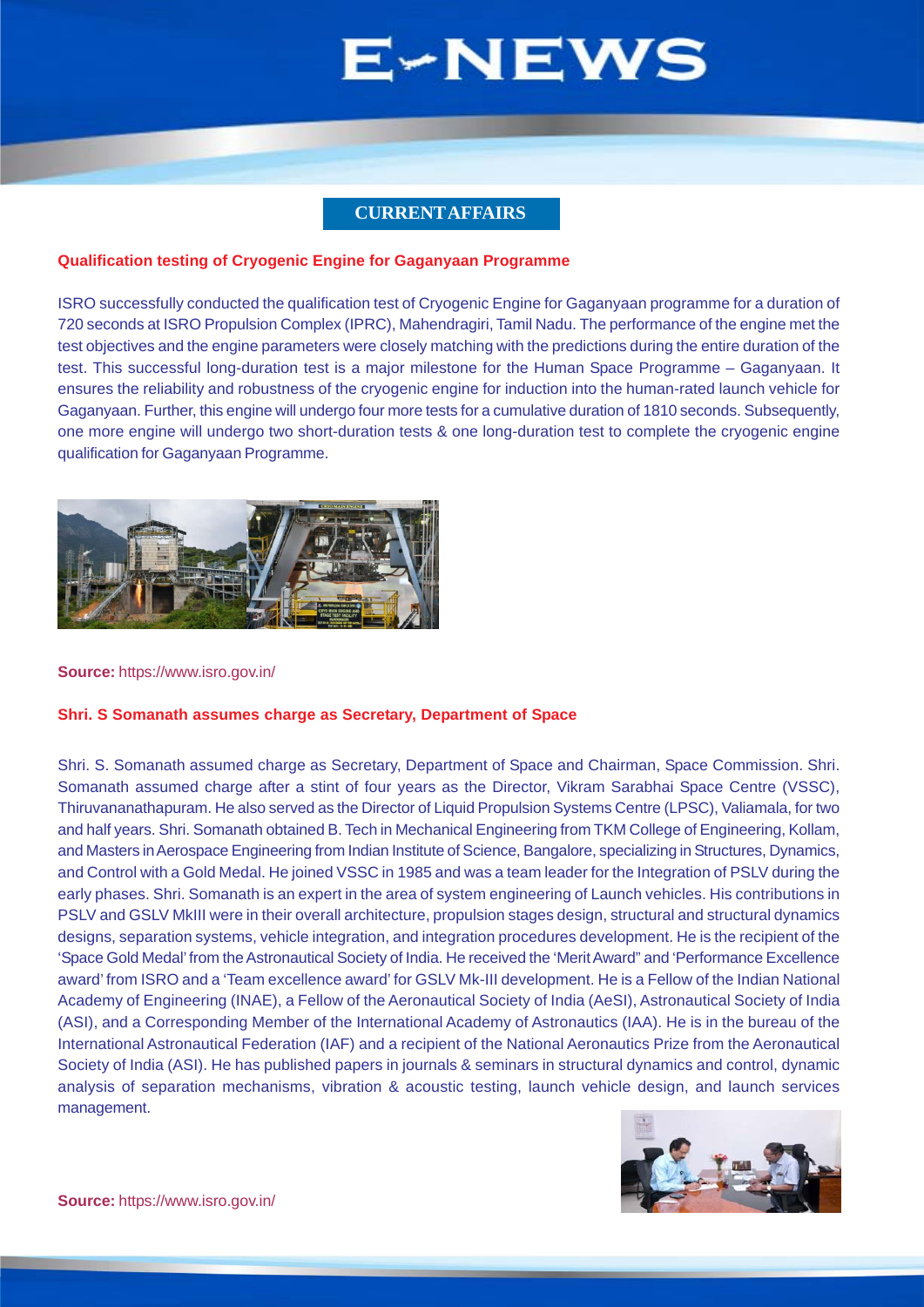## CURRENT AFFAIRS

### Qualification testing of Cryogenic Engine for Gaganyaan Programme

ISRO successfully conducted the qualification test of Cryogenic Engine for Gaganyaan programme for a duration of 720 seconds at ISRO Propulsion Complex (IPRC), Mahendragiri, Tamil Nadu. The performance of the engine met the test objectives and the engine parameters were closely matching with the predictions during the entire duration of the test. This successful long-duration test is a major milestone for the Human Space Programme – Gaganyaan. It ensures the reliability and robustness of the cryogenic engine for induction into the human-rated launch vehicle for Gaganyaan. Further, this engine will undergo four more tests for a cumulative duration of 1810 seconds. Subsequently, one more engine will undergo two short-duration tests & one long-duration test to complete the cryogenic engine qualification for Gaganyaan Programme.

**Source:** https://www.isro.gov.in/

### Shri. S Somanath assumes charge as Secretary, Department of Space

Shri. S. Somanath assumed charge as Secretary, Department of Space and Chairman, Space Commission. Shri. Somanath assumed charge after a stint of four years as the Director, Vikram Sarabhai Space Centre (VSSC), Thiruvananathapuram. He also served as the Director of Liquid Propulsion Systems Centre (LPSC), Valiamala, for two and half years. Shri. Somanath obtained B. Tech in Mechanical Engineering from TKM College of Engineering, Kollam, and Masters in Aerospace Engineering from Indian Institute of Science, Bangalore, specializing in Structures, Dynamics, and Control with a Gold Medal. He joined VSSC in 1985 and was a team leader for the Integration of PSLV during the early phases. Shri. Somanath is an expert in the area of system engineering of Launch vehicles. His contributions in PSLV and GSLV MkIII were in their overall architecture, propulsion stages design, structural and structural dynamics designs, separation systems, vehicle integration, and integration procedures development. He is the recipient of the 'Space Gold Medal' from the Astronautical Society of India. He received the 'Merit Award" and 'Performance Excellence award' from ISRO and a 'Team excellence award' for GSLV Mk-III development. He is a Fellow of the Indian National Academy of Engineering (INAE), a Fellow of the Aeronautical Society of India (AeSI), Astronautical Society of India (ASI), and a Corresponding Member of the International Academy of Astronautics (IAA). He is in the bureau of the International Astronautical Federation (IAF) and a recipient of the National Aeronautics Prize from the Aeronautical Society of India (ASI). He has published papers in journals & seminars in structural dynamics and control, dynamic analysis of separation mechanisms, vibration & acoustic testing, launch vehicle design, and launch services management.

**Source:** https://www.isro.gov.in/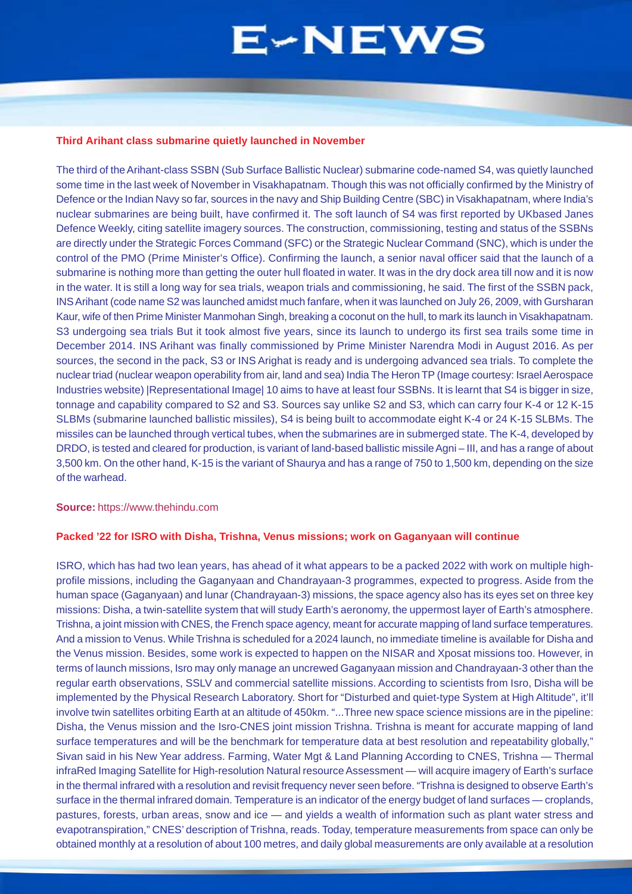### Third Arihant class submarine quietly launched in November

The third of the Arihant-class SSBN (Sub Surface Ballistic Nuclear) submarine code-named S4, was quietly launched some time in the last week of November in Visakhapatnam. Though this was not officially confirmed by the Ministry of Defence or the Indian Navy so far, sources in the navy and Ship Building Centre (SBC) in Visakhapatnam, where India's nuclear submarines are being built, have confirmed it. The soft launch of S4 was first reported by UKbased Janes Defence Weekly, citing satellite imagery sources. The construction, commissioning, testing and status of the SSBNs are directly under the Strategic Forces Command (SFC) or the Strategic Nuclear Command (SNC), which is under the control of the PMO (Prime Minister's Office). Confirming the launch, a senior naval officer said that the launch of a submarine is nothing more than getting the outer hull floated in water. It was in the dry dock area till now and it is now in the water. It is still a long way for sea trials, weapon trials and commissioning, he said. The first of the SSBN pack, INS Arihant (code name S2 was launched amidst much fanfare, when it was launched on July 26, 2009, with Gursharan Kaur, wife of then Prime Minister Manmohan Singh, breaking a coconut on the hull, to mark its launch in Visakhapatnam. S3 undergoing sea trials But it took almost five years, since its launch to undergo its first sea trails some time in December 2014. INS Arihant was finally commissioned by Prime Minister Narendra Modi in August 2016. As per sources, the second in the pack, S3 or INS Arighat is ready and is undergoing advanced sea trials. To complete the nuclear triad (nuclear weapon operability from air, land and sea) India The Heron TP (Image courtesy: Israel Aerospace Industries website) |Representational Image| 10 aims to have at least four SSBNs. It is learnt that S4 is bigger in size, tonnage and capability compared to S2 and S3. Sources say unlike S2 and S3, which can carry four K-4 or 12 K-15 SLBMs (submarine launched ballistic missiles), S4 is being built to accommodate eight K-4 or 24 K-15 SLBMs. The missiles can be launched through vertical tubes, when the submarines are in submerged state. The K-4, developed by DRDO, is tested and cleared for production, is variant of land-based ballistic missile Agni – III, and has a range of about 3,500 km. On the other hand, K-15 is the variant of Shaurya and has a range of 750 to 1,500 km, depending on the size of the warhead.

**Source:** https://www.thehindu.com

### Packed '22 for ISRO with Disha, Trishna, Venus missions; work on Gaganyaan will continue

ISRO, which has had two lean years, has ahead of it what appears to be a packed 2022 with work on multiple high-profile missions, including the Gaganyaan and Chandrayaan-3 programmes, expected to progress. Aside from the human space (Gaganyaan) and lunar (Chandrayaan-3) missions, the space agency also has its eyes set on three key missions: Disha, a twin-satellite system that will study Earth's aeronomy, the uppermost layer of Earth's atmosphere. Trishna, a joint mission with CNES, the French space agency, meant for accurate mapping of land surface temperatures. And a mission to Venus. While Trishna is scheduled for a 2024 launch, no immediate timeline is available for Disha and the Venus mission. Besides, some work is expected to happen on the NISAR and Xposat missions too. However, in terms of launch missions, Isro may only manage an uncrewed Gaganyaan mission and Chandrayaan-3 other than the regular earth observations, SSLV and commercial satellite missions. According to scientists from Isro, Disha will be implemented by the Physical Research Laboratory. Short for "Disturbed and quiet-type System at High Altitude", it'll involve twin satellites orbiting Earth at an altitude of 450km. "...Three new space science missions are in the pipeline: Disha, the Venus mission and the Isro-CNES joint mission Trishna. Trishna is meant for accurate mapping of land surface temperatures and will be the benchmark for temperature data at best resolution and repeatability globally," Sivan said in his New Year address. Farming, Water Mgt & Land Planning According to CNES, Trishna — Thermal infraRed Imaging Satellite for High-resolution Natural resource Assessment — will acquire imagery of Earth's surface in the thermal infrared with a resolution and revisit frequency never seen before. "Trishna is designed to observe Earth's surface in the thermal infrared domain. Temperature is an indicator of the energy budget of land surfaces — croplands, pastures, forests, urban areas, snow and ice — and yields a wealth of information such as plant water stress and evapotranspiration," CNES' description of Trishna, reads. Today, temperature measurements from space can only be obtained monthly at a resolution of about 100 metres, and daily global measurements are only available at a resolution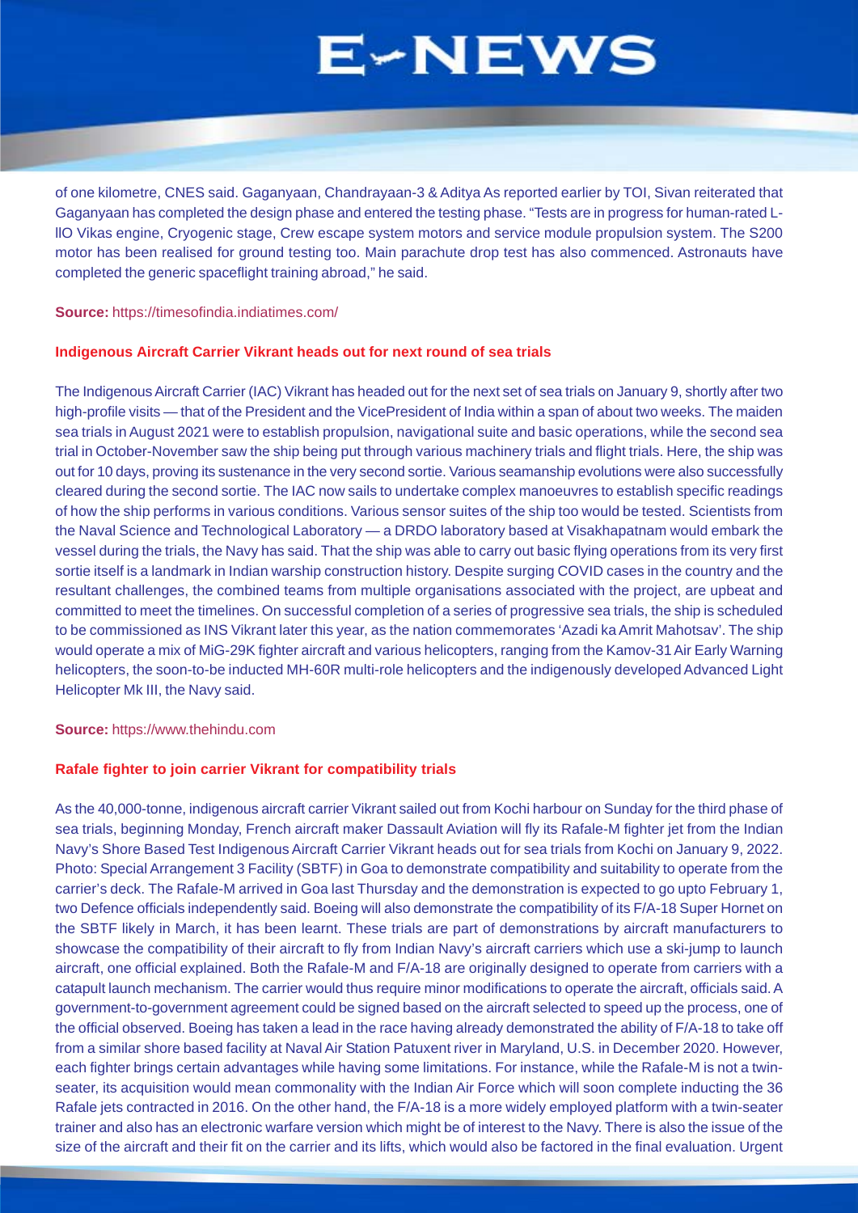of one kilometre, CNES said. Gaganyaan, Chandrayaan-3 & Aditya As reported earlier by TOI, Sivan reiterated that Gaganyaan has completed the design phase and entered the testing phase. "Tests are in progress for human-rated L-llO Vikas engine, Cryogenic stage, Crew escape system motors and service module propulsion system. The S200 motor has been realised for ground testing too. Main parachute drop test has also commenced. Astronauts have completed the generic spaceflight training abroad," he said.

**Source:** https://timesofindia.indiatimes.com/

**Indigenous Aircraft Carrier Vikrant heads out for next round of sea trials**

The Indigenous Aircraft Carrier (IAC) Vikrant has headed out for the next set of sea trials on January 9, shortly after two high-profile visits — that of the President and the VicePresident of India within a span of about two weeks. The maiden sea trials in August 2021 were to establish propulsion, navigational suite and basic operations, while the second sea trial in October-November saw the ship being put through various machinery trials and flight trials. Here, the ship was out for 10 days, proving its sustenance in the very second sortie. Various seamanship evolutions were also successfully cleared during the second sortie. The IAC now sails to undertake complex manoeuvres to establish specific readings of how the ship performs in various conditions. Various sensor suites of the ship too would be tested. Scientists from the Naval Science and Technological Laboratory — a DRDO laboratory based at Visakhapatnam would embark the vessel during the trials, the Navy has said. That the ship was able to carry out basic flying operations from its very first sortie itself is a landmark in Indian warship construction history. Despite surging COVID cases in the country and the resultant challenges, the combined teams from multiple organisations associated with the project, are upbeat and committed to meet the timelines. On successful completion of a series of progressive sea trials, the ship is scheduled to be commissioned as INS Vikrant later this year, as the nation commemorates 'Azadi ka Amrit Mahotsav'. The ship would operate a mix of MiG-29K fighter aircraft and various helicopters, ranging from the Kamov-31 Air Early Warning helicopters, the soon-to-be inducted MH-60R multi-role helicopters and the indigenously developed Advanced Light Helicopter Mk III, the Navy said.

**Source:** https://www.thehindu.com

**Rafale fighter to join carrier Vikrant for compatibility trials**

As the 40,000-tonne, indigenous aircraft carrier Vikrant sailed out from Kochi harbour on Sunday for the third phase of sea trials, beginning Monday, French aircraft maker Dassault Aviation will fly its Rafale-M fighter jet from the Indian Navy's Shore Based Test Indigenous Aircraft Carrier Vikrant heads out for sea trials from Kochi on January 9, 2022. Photo: Special Arrangement 3 Facility (SBTF) in Goa to demonstrate compatibility and suitability to operate from the carrier's deck. The Rafale-M arrived in Goa last Thursday and the demonstration is expected to go upto February 1, two Defence officials independently said. Boeing will also demonstrate the compatibility of its F/A-18 Super Hornet on the SBTF likely in March, it has been learnt. These trials are part of demonstrations by aircraft manufacturers to showcase the compatibility of their aircraft to fly from Indian Navy's aircraft carriers which use a ski-jump to launch aircraft, one official explained. Both the Rafale-M and F/A-18 are originally designed to operate from carriers with a catapult launch mechanism. The carrier would thus require minor modifications to operate the aircraft, officials said. A government-to-government agreement could be signed based on the aircraft selected to speed up the process, one of the official observed. Boeing has taken a lead in the race having already demonstrated the ability of F/A-18 to take off from a similar shore based facility at Naval Air Station Patuxent river in Maryland, U.S. in December 2020. However, each fighter brings certain advantages while having some limitations. For instance, while the Rafale-M is not a twin-seater, its acquisition would mean commonality with the Indian Air Force which will soon complete inducting the 36 Rafale jets contracted in 2016. On the other hand, the F/A-18 is a more widely employed platform with a twin-seater trainer and also has an electronic warfare version which might be of interest to the Navy. There is also the issue of the size of the aircraft and their fit on the carrier and its lifts, which would also be factored in the final evaluation. Urgent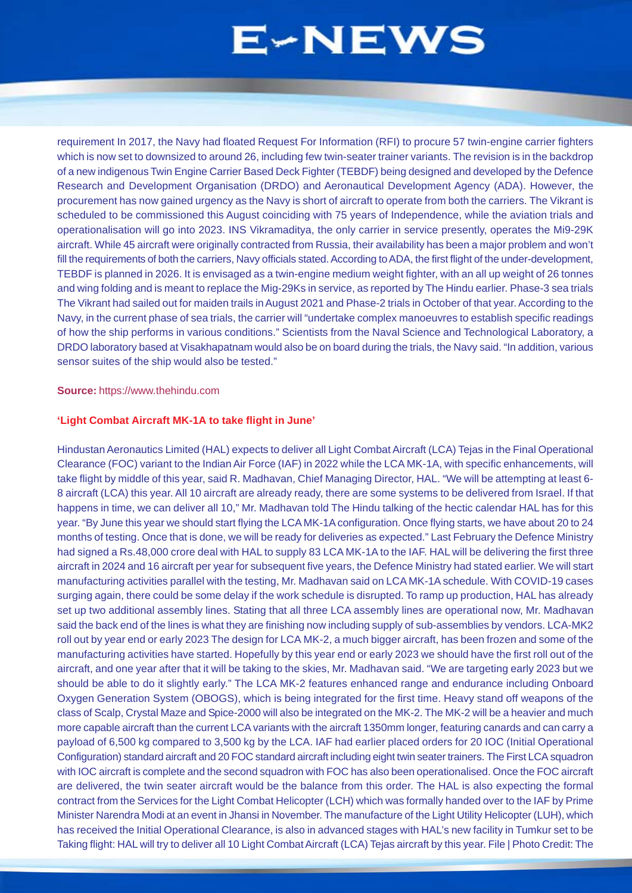requirement In 2017, the Navy had floated Request For Information (RFI) to procure 57 twin-engine carrier fighters which is now set to downsized to around 26, including few twin-seater trainer variants. The revision is in the backdrop of a new indigenous Twin Engine Carrier Based Deck Fighter (TEBDF) being designed and developed by the Defence Research and Development Organisation (DRDO) and Aeronautical Development Agency (ADA). However, the procurement has now gained urgency as the Navy is short of aircraft to operate from both the carriers. The Vikrant is scheduled to be commissioned this August coinciding with 75 years of Independence, while the aviation trials and operationalisation will go into 2023. INS Vikramaditya, the only carrier in service presently, operates the Mi9-29K aircraft. While 45 aircraft were originally contracted from Russia, their availability has been a major problem and won't fill the requirements of both the carriers, Navy officials stated. According to ADA, the first flight of the under-development, TEBDF is planned in 2026. It is envisaged as a twin-engine medium weight fighter, with an all up weight of 26 tonnes and wing folding and is meant to replace the Mig-29Ks in service, as reported by The Hindu earlier. Phase-3 sea trials The Vikrant had sailed out for maiden trails in August 2021 and Phase-2 trials in October of that year. According to the Navy, in the current phase of sea trials, the carrier will "undertake complex manoeuvres to establish specific readings of how the ship performs in various conditions." Scientists from the Naval Science and Technological Laboratory, a DRDO laboratory based at Visakhapatnam would also be on board during the trials, the Navy said. "In addition, various sensor suites of the ship would also be tested."

**Source:** https://www.thehindu.com

**'Light Combat Aircraft MK-1A to take flight in June'**

Hindustan Aeronautics Limited (HAL) expects to deliver all Light Combat Aircraft (LCA) Tejas in the Final Operational Clearance (FOC) variant to the Indian Air Force (IAF) in 2022 while the LCA MK-1A, with specific enhancements, will take flight by middle of this year, said R. Madhavan, Chief Managing Director, HAL. "We will be attempting at least 6-8 aircraft (LCA) this year. All 10 aircraft are already ready, there are some systems to be delivered from Israel. If that happens in time, we can deliver all 10," Mr. Madhavan told The Hindu talking of the hectic calendar HAL has for this year. "By June this year we should start flying the LCA MK-1A configuration. Once flying starts, we have about 20 to 24 months of testing. Once that is done, we will be ready for deliveries as expected." Last February the Defence Ministry had signed a Rs.48,000 crore deal with HAL to supply 83 LCA MK-1A to the IAF. HAL will be delivering the first three aircraft in 2024 and 16 aircraft per year for subsequent five years, the Defence Ministry had stated earlier. We will start manufacturing activities parallel with the testing, Mr. Madhavan said on LCA MK-1A schedule. With COVID-19 cases surging again, there could be some delay if the work schedule is disrupted. To ramp up production, HAL has already set up two additional assembly lines. Stating that all three LCA assembly lines are operational now, Mr. Madhavan said the back end of the lines is what they are finishing now including supply of sub-assemblies by vendors. LCA-MK2 roll out by year end or early 2023 The design for LCA MK-2, a much bigger aircraft, has been frozen and some of the manufacturing activities have started. Hopefully by this year end or early 2023 we should have the first roll out of the aircraft, and one year after that it will be taking to the skies, Mr. Madhavan said. "We are targeting early 2023 but we should be able to do it slightly early." The LCA MK-2 features enhanced range and endurance including Onboard Oxygen Generation System (OBOGS), which is being integrated for the first time. Heavy stand off weapons of the class of Scalp, Crystal Maze and Spice-2000 will also be integrated on the MK-2. The MK-2 will be a heavier and much more capable aircraft than the current LCA variants with the aircraft 1350mm longer, featuring canards and can carry a payload of 6,500 kg compared to 3,500 kg by the LCA. IAF had earlier placed orders for 20 IOC (Initial Operational Configuration) standard aircraft and 20 FOC standard aircraft including eight twin seater trainers. The First LCA squadron with IOC aircraft is complete and the second squadron with FOC has also been operationalised. Once the FOC aircraft are delivered, the twin seater aircraft would be the balance from this order. The HAL is also expecting the formal contract from the Services for the Light Combat Helicopter (LCH) which was formally handed over to the IAF by Prime Minister Narendra Modi at an event in Jhansi in November. The manufacture of the Light Utility Helicopter (LUH), which has received the Initial Operational Clearance, is also in advanced stages with HAL's new facility in Tumkur set to be Taking flight: HAL will try to deliver all 10 Light Combat Aircraft (LCA) Tejas aircraft by this year. File | Photo Credit: The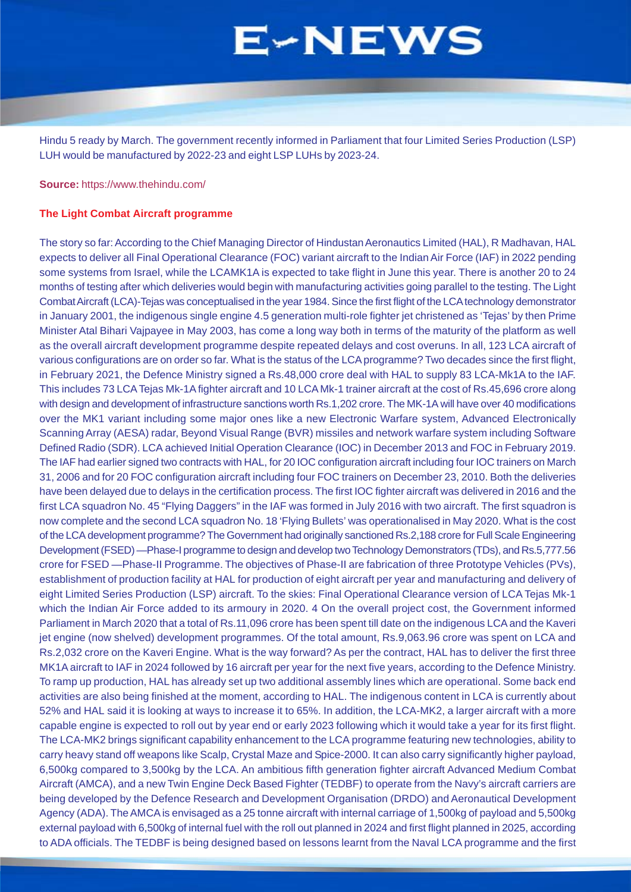Hindu 5 ready by March. The government recently informed in Parliament that four Limited Series Production (LSP) LUH would be manufactured by 2022-23 and eight LSP LUHs by 2023-24.

**Source:** https://www.thehindu.com/

**The Light Combat Aircraft programme**

The story so far: According to the Chief Managing Director of Hindustan Aeronautics Limited (HAL), R Madhavan, HAL expects to deliver all Final Operational Clearance (FOC) variant aircraft to the Indian Air Force (IAF) in 2022 pending some systems from Israel, while the LCAMK1A is expected to take flight in June this year. There is another 20 to 24 months of testing after which deliveries would begin with manufacturing activities going parallel to the testing. The Light Combat Aircraft (LCA)-Tejas was conceptualised in the year 1984. Since the first flight of the LCA technology demonstrator in January 2001, the indigenous single engine 4.5 generation multi-role fighter jet christened as 'Tejas' by then Prime Minister Atal Bihari Vajpayee in May 2003, has come a long way both in terms of the maturity of the platform as well as the overall aircraft development programme despite repeated delays and cost overuns. In all, 123 LCA aircraft of various configurations are on order so far. What is the status of the LCA programme? Two decades since the first flight, in February 2021, the Defence Ministry signed a Rs.48,000 crore deal with HAL to supply 83 LCA-Mk1A to the IAF. This includes 73 LCA Tejas Mk-1A fighter aircraft and 10 LCA Mk-1 trainer aircraft at the cost of Rs.45,696 crore along with design and development of infrastructure sanctions worth Rs.1,202 crore. The MK-1A will have over 40 modifications over the MK1 variant including some major ones like a new Electronic Warfare system, Advanced Electronically Scanning Array (AESA) radar, Beyond Visual Range (BVR) missiles and network warfare system including Software Defined Radio (SDR). LCA achieved Initial Operation Clearance (IOC) in December 2013 and FOC in February 2019. The IAF had earlier signed two contracts with HAL, for 20 IOC configuration aircraft including four IOC trainers on March 31, 2006 and for 20 FOC configuration aircraft including four FOC trainers on December 23, 2010. Both the deliveries have been delayed due to delays in the certification process. The first IOC fighter aircraft was delivered in 2016 and the first LCA squadron No. 45 "Flying Daggers" in the IAF was formed in July 2016 with two aircraft. The first squadron is now complete and the second LCA squadron No. 18 'Flying Bullets' was operationalised in May 2020. What is the cost of the LCA development programme? The Government had originally sanctioned Rs.2,188 crore for Full Scale Engineering Development (FSED) —Phase-I programme to design and develop two Technology Demonstrators (TDs), and Rs.5,777.56 crore for FSED —Phase-II Programme. The objectives of Phase-II are fabrication of three Prototype Vehicles (PVs), establishment of production facility at HAL for production of eight aircraft per year and manufacturing and delivery of eight Limited Series Production (LSP) aircraft. To the skies: Final Operational Clearance version of LCA Tejas Mk-1 which the Indian Air Force added to its armoury in 2020. 4 On the overall project cost, the Government informed Parliament in March 2020 that a total of Rs.11,096 crore has been spent till date on the indigenous LCA and the Kaveri jet engine (now shelved) development programmes. Of the total amount, Rs.9,063.96 crore was spent on LCA and Rs.2,032 crore on the Kaveri Engine. What is the way forward? As per the contract, HAL has to deliver the first three MK1A aircraft to IAF in 2024 followed by 16 aircraft per year for the next five years, according to the Defence Ministry. To ramp up production, HAL has already set up two additional assembly lines which are operational. Some back end activities are also being finished at the moment, according to HAL. The indigenous content in LCA is currently about 52% and HAL said it is looking at ways to increase it to 65%. In addition, the LCA-MK2, a larger aircraft with a more capable engine is expected to roll out by year end or early 2023 following which it would take a year for its first flight. The LCA-MK2 brings significant capability enhancement to the LCA programme featuring new technologies, ability to carry heavy stand off weapons like Scalp, Crystal Maze and Spice-2000. It can also carry significantly higher payload, 6,500kg compared to 3,500kg by the LCA. An ambitious fifth generation fighter aircraft Advanced Medium Combat Aircraft (AMCA), and a new Twin Engine Deck Based Fighter (TEDBF) to operate from the Navy's aircraft carriers are being developed by the Defence Research and Development Organisation (DRDO) and Aeronautical Development Agency (ADA). The AMCA is envisaged as a 25 tonne aircraft with internal carriage of 1,500kg of payload and 5,500kg external payload with 6,500kg of internal fuel with the roll out planned in 2024 and first flight planned in 2025, according to ADA officials. The TEDBF is being designed based on lessons learnt from the Naval LCA programme and the first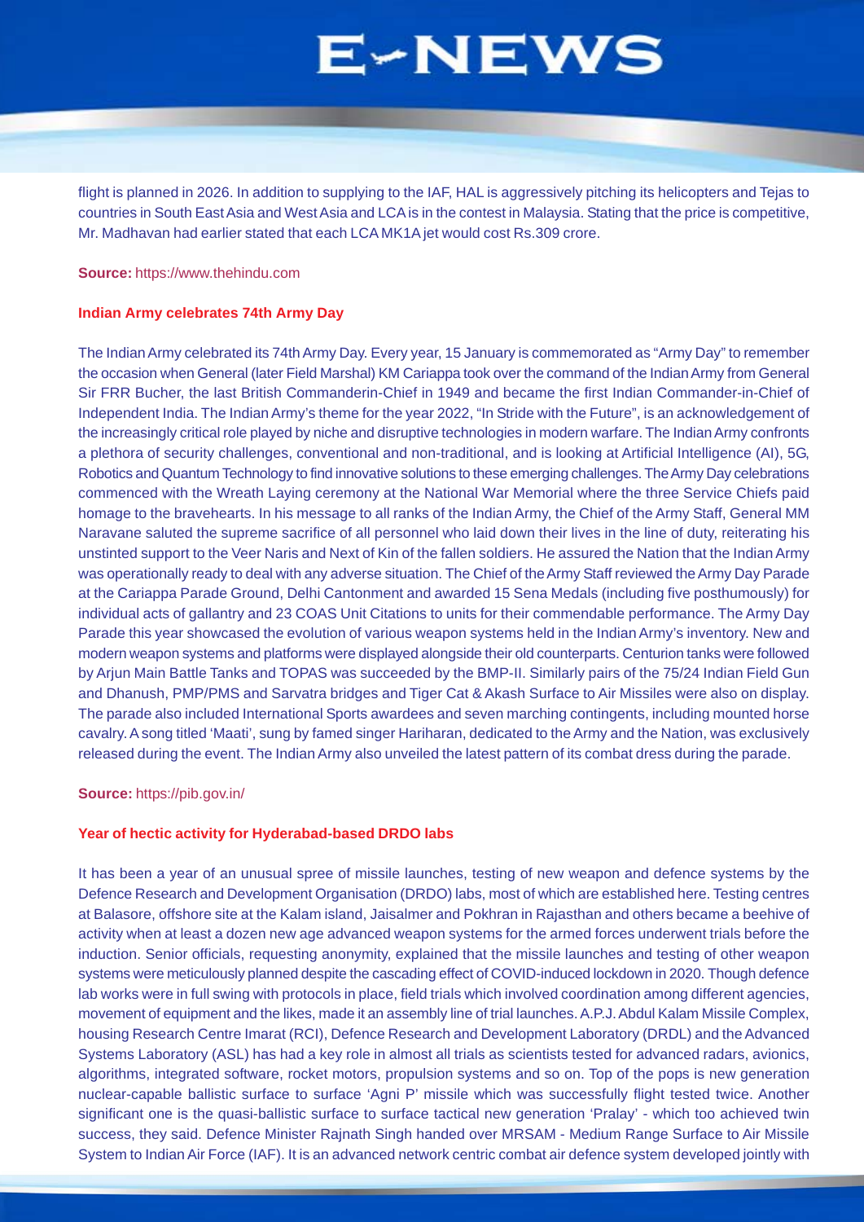flight is planned in 2026. In addition to supplying to the IAF, HAL is aggressively pitching its helicopters and Tejas to countries in South East Asia and West Asia and LCA is in the contest in Malaysia. Stating that the price is competitive, Mr. Madhavan had earlier stated that each LCA MK1A jet would cost Rs.309 crore.

**Source:** https://www.thehindu.com

### Indian Army celebrates 74th Army Day

The Indian Army celebrated its 74th Army Day. Every year, 15 January is commemorated as "Army Day" to remember the occasion when General (later Field Marshal) KM Cariappa took over the command of the Indian Army from General Sir FRR Bucher, the last British Commanderin-Chief in 1949 and became the first Indian Commander-in-Chief of Independent India. The Indian Army's theme for the year 2022, "In Stride with the Future", is an acknowledgement of the increasingly critical role played by niche and disruptive technologies in modern warfare. The Indian Army confronts a plethora of security challenges, conventional and non-traditional, and is looking at Artificial Intelligence (AI), 5G, Robotics and Quantum Technology to find innovative solutions to these emerging challenges. The Army Day celebrations commenced with the Wreath Laying ceremony at the National War Memorial where the three Service Chiefs paid homage to the bravehearts. In his message to all ranks of the Indian Army, the Chief of the Army Staff, General MM Naravane saluted the supreme sacrifice of all personnel who laid down their lives in the line of duty, reiterating his unstinted support to the Veer Naris and Next of Kin of the fallen soldiers. He assured the Nation that the Indian Army was operationally ready to deal with any adverse situation. The Chief of the Army Staff reviewed the Army Day Parade at the Cariappa Parade Ground, Delhi Cantonment and awarded 15 Sena Medals (including five posthumously) for individual acts of gallantry and 23 COAS Unit Citations to units for their commendable performance. The Army Day Parade this year showcased the evolution of various weapon systems held in the Indian Army's inventory. New and modern weapon systems and platforms were displayed alongside their old counterparts. Centurion tanks were followed by Arjun Main Battle Tanks and TOPAS was succeeded by the BMP-II. Similarly pairs of the 75/24 Indian Field Gun and Dhanush, PMP/PMS and Sarvatra bridges and Tiger Cat & Akash Surface to Air Missiles were also on display. The parade also included International Sports awardees and seven marching contingents, including mounted horse cavalry. A song titled 'Maati', sung by famed singer Hariharan, dedicated to the Army and the Nation, was exclusively released during the event. The Indian Army also unveiled the latest pattern of its combat dress during the parade.

**Source:** https://pib.gov.in/

### Year of hectic activity for Hyderabad-based DRDO labs

It has been a year of an unusual spree of missile launches, testing of new weapon and defence systems by the Defence Research and Development Organisation (DRDO) labs, most of which are established here. Testing centres at Balasore, offshore site at the Kalam island, Jaisalmer and Pokhran in Rajasthan and others became a beehive of activity when at least a dozen new age advanced weapon systems for the armed forces underwent trials before the induction. Senior officials, requesting anonymity, explained that the missile launches and testing of other weapon systems were meticulously planned despite the cascading effect of COVID-induced lockdown in 2020. Though defence lab works were in full swing with protocols in place, field trials which involved coordination among different agencies, movement of equipment and the likes, made it an assembly line of trial launches. A.P.J. Abdul Kalam Missile Complex, housing Research Centre Imarat (RCI), Defence Research and Development Laboratory (DRDL) and the Advanced Systems Laboratory (ASL) has had a key role in almost all trials as scientists tested for advanced radars, avionics, algorithms, integrated software, rocket motors, propulsion systems and so on. Top of the pops is new generation nuclear-capable ballistic surface to surface 'Agni P' missile which was successfully flight tested twice. Another significant one is the quasi-ballistic surface to surface tactical new generation 'Pralay' - which too achieved twin success, they said. Defence Minister Rajnath Singh handed over MRSAM - Medium Range Surface to Air Missile System to Indian Air Force (IAF). It is an advanced network centric combat air defence system developed jointly with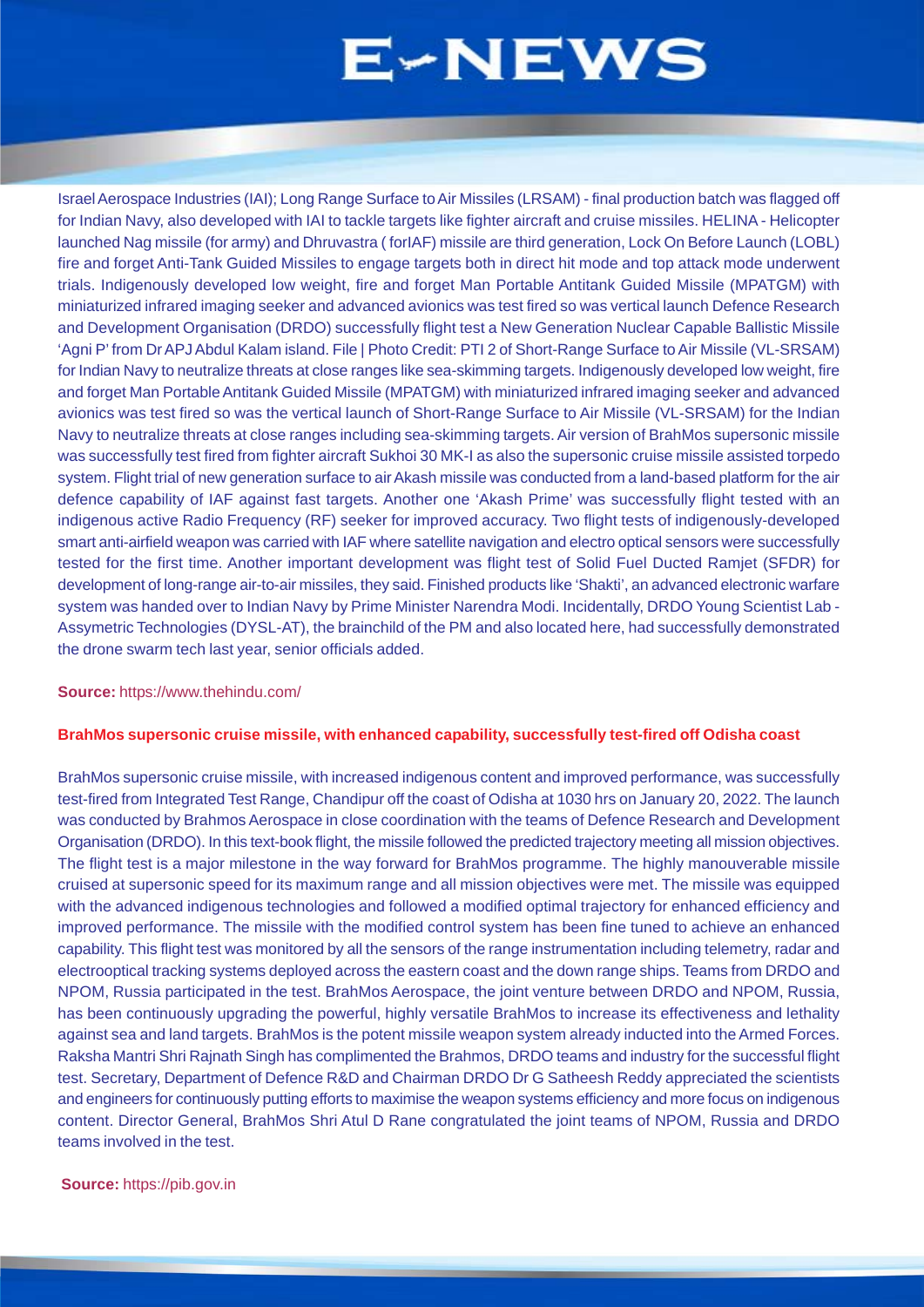Israel Aerospace Industries (IAI); Long Range Surface to Air Missiles (LRSAM) - final production batch was flagged off for Indian Navy, also developed with IAI to tackle targets like fighter aircraft and cruise missiles. HELINA - Helicopter launched Nag missile (for army) and Dhruvastra ( forIAF) missile are third generation, Lock On Before Launch (LOBL) fire and forget Anti-Tank Guided Missiles to engage targets both in direct hit mode and top attack mode underwent trials. Indigenously developed low weight, fire and forget Man Portable Antitank Guided Missile (MPATGM) with miniaturized infrared imaging seeker and advanced avionics was test fired so was vertical launch Defence Research and Development Organisation (DRDO) successfully flight test a New Generation Nuclear Capable Ballistic Missile 'Agni P' from Dr APJ Abdul Kalam island. File | Photo Credit: PTI 2 of Short-Range Surface to Air Missile (VL-SRSAM) for Indian Navy to neutralize threats at close ranges like sea-skimming targets. Indigenously developed low weight, fire and forget Man Portable Antitank Guided Missile (MPATGM) with miniaturized infrared imaging seeker and advanced avionics was test fired so was the vertical launch of Short-Range Surface to Air Missile (VL-SRSAM) for the Indian Navy to neutralize threats at close ranges including sea-skimming targets. Air version of BrahMos supersonic missile was successfully test fired from fighter aircraft Sukhoi 30 MK-I as also the supersonic cruise missile assisted torpedo system. Flight trial of new generation surface to air Akash missile was conducted from a land-based platform for the air defence capability of IAF against fast targets. Another one 'Akash Prime' was successfully flight tested with an indigenous active Radio Frequency (RF) seeker for improved accuracy. Two flight tests of indigenously-developed smart anti-airfield weapon was carried with IAF where satellite navigation and electro optical sensors were successfully tested for the first time. Another important development was flight test of Solid Fuel Ducted Ramjet (SFDR) for development of long-range air-to-air missiles, they said. Finished products like 'Shakti', an advanced electronic warfare system was handed over to Indian Navy by Prime Minister Narendra Modi. Incidentally, DRDO Young Scientist Lab - Assymetric Technologies (DYSL-AT), the brainchild of the PM and also located here, had successfully demonstrated the drone swarm tech last year, senior officials added.

**Source:** https://www.thehindu.com/

**BrahMos supersonic cruise missile, with enhanced capability, successfully test-fired off Odisha coast**

BrahMos supersonic cruise missile, with increased indigenous content and improved performance, was successfully test-fired from Integrated Test Range, Chandipur off the coast of Odisha at 1030 hrs on January 20, 2022. The launch was conducted by Brahmos Aerospace in close coordination with the teams of Defence Research and Development Organisation (DRDO). In this text-book flight, the missile followed the predicted trajectory meeting all mission objectives. The flight test is a major milestone in the way forward for BrahMos programme. The highly manouverable missile cruised at supersonic speed for its maximum range and all mission objectives were met. The missile was equipped with the advanced indigenous technologies and followed a modified optimal trajectory for enhanced efficiency and improved performance. The missile with the modified control system has been fine tuned to achieve an enhanced capability. This flight test was monitored by all the sensors of the range instrumentation including telemetry, radar and electrooptical tracking systems deployed across the eastern coast and the down range ships. Teams from DRDO and NPOM, Russia participated in the test. BrahMos Aerospace, the joint venture between DRDO and NPOM, Russia, has been continuously upgrading the powerful, highly versatile BrahMos to increase its effectiveness and lethality against sea and land targets. BrahMos is the potent missile weapon system already inducted into the Armed Forces. Raksha Mantri Shri Rajnath Singh has complimented the Brahmos, DRDO teams and industry for the successful flight test. Secretary, Department of Defence R&D and Chairman DRDO Dr G Satheesh Reddy appreciated the scientists and engineers for continuously putting efforts to maximise the weapon systems efficiency and more focus on indigenous content. Director General, BrahMos Shri Atul D Rane congratulated the joint teams of NPOM, Russia and DRDO teams involved in the test.

**Source:** https://pib.gov.in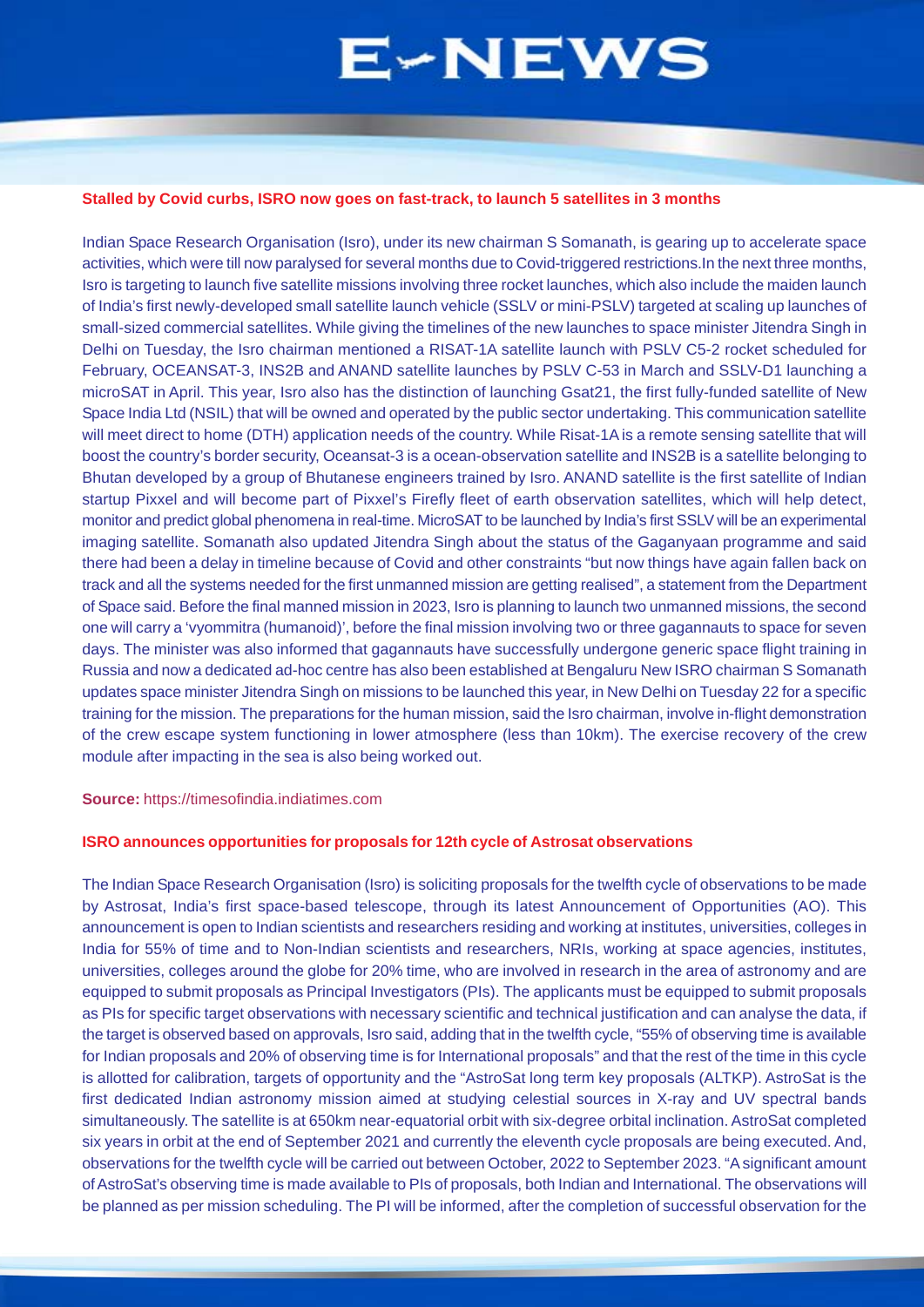**Stalled by Covid curbs, ISRO now goes on fast-track, to launch 5 satellites in 3 months**

Indian Space Research Organisation (Isro), under its new chairman S Somanath, is gearing up to accelerate space activities, which were till now paralysed for several months due to Covid-triggered restrictions.In the next three months, Isro is targeting to launch five satellite missions involving three rocket launches, which also include the maiden launch of India's first newly-developed small satellite launch vehicle (SSLV or mini-PSLV) targeted at scaling up launches of small-sized commercial satellites. While giving the timelines of the new launches to space minister Jitendra Singh in Delhi on Tuesday, the Isro chairman mentioned a RISAT-1A satellite launch with PSLV C5-2 rocket scheduled for February, OCEANSAT-3, INS2B and ANAND satellite launches by PSLV C-53 in March and SSLV-D1 launching a microSAT in April. This year, Isro also has the distinction of launching Gsat21, the first fully-funded satellite of New Space India Ltd (NSIL) that will be owned and operated by the public sector undertaking. This communication satellite will meet direct to home (DTH) application needs of the country. While Risat-1A is a remote sensing satellite that will boost the country's border security, Oceansat-3 is a ocean-observation satellite and INS2B is a satellite belonging to Bhutan developed by a group of Bhutanese engineers trained by Isro. ANAND satellite is the first satellite of Indian startup Pixxel and will become part of Pixxel's Firefly fleet of earth observation satellites, which will help detect, monitor and predict global phenomena in real-time. MicroSAT to be launched by India's first SSLV will be an experimental imaging satellite. Somanath also updated Jitendra Singh about the status of the Gaganyaan programme and said there had been a delay in timeline because of Covid and other constraints "but now things have again fallen back on track and all the systems needed for the first unmanned mission are getting realised", a statement from the Department of Space said. Before the final manned mission in 2023, Isro is planning to launch two unmanned missions, the second one will carry a 'vyommitra (humanoid)', before the final mission involving two or three gagannauts to space for seven days. The minister was also informed that gagannauts have successfully undergone generic space flight training in Russia and now a dedicated ad-hoc centre has also been established at Bengaluru New ISRO chairman S Somanath updates space minister Jitendra Singh on missions to be launched this year, in New Delhi on Tuesday 22 for a specific training for the mission. The preparations for the human mission, said the Isro chairman, involve in-flight demonstration of the crew escape system functioning in lower atmosphere (less than 10km). The exercise recovery of the crew module after impacting in the sea is also being worked out.

**Source:** https://timesofindia.indiatimes.com

**ISRO announces opportunities for proposals for 12th cycle of Astrosat observations**

The Indian Space Research Organisation (Isro) is soliciting proposals for the twelfth cycle of observations to be made by Astrosat, India's first space-based telescope, through its latest Announcement of Opportunities (AO). This announcement is open to Indian scientists and researchers residing and working at institutes, universities, colleges in India for 55% of time and to Non-Indian scientists and researchers, NRIs, working at space agencies, institutes, universities, colleges around the globe for 20% time, who are involved in research in the area of astronomy and are equipped to submit proposals as Principal Investigators (PIs). The applicants must be equipped to submit proposals as PIs for specific target observations with necessary scientific and technical justification and can analyse the data, if the target is observed based on approvals, Isro said, adding that in the twelfth cycle, "55% of observing time is available for Indian proposals and 20% of observing time is for International proposals" and that the rest of the time in this cycle is allotted for calibration, targets of opportunity and the "AstroSat long term key proposals (ALTKP). AstroSat is the first dedicated Indian astronomy mission aimed at studying celestial sources in X-ray and UV spectral bands simultaneously. The satellite is at 650km near-equatorial orbit with six-degree orbital inclination. AstroSat completed six years in orbit at the end of September 2021 and currently the eleventh cycle proposals are being executed. And, observations for the twelfth cycle will be carried out between October, 2022 to September 2023. "A significant amount of AstroSat's observing time is made available to PIs of proposals, both Indian and International. The observations will be planned as per mission scheduling. The PI will be informed, after the completion of successful observation for the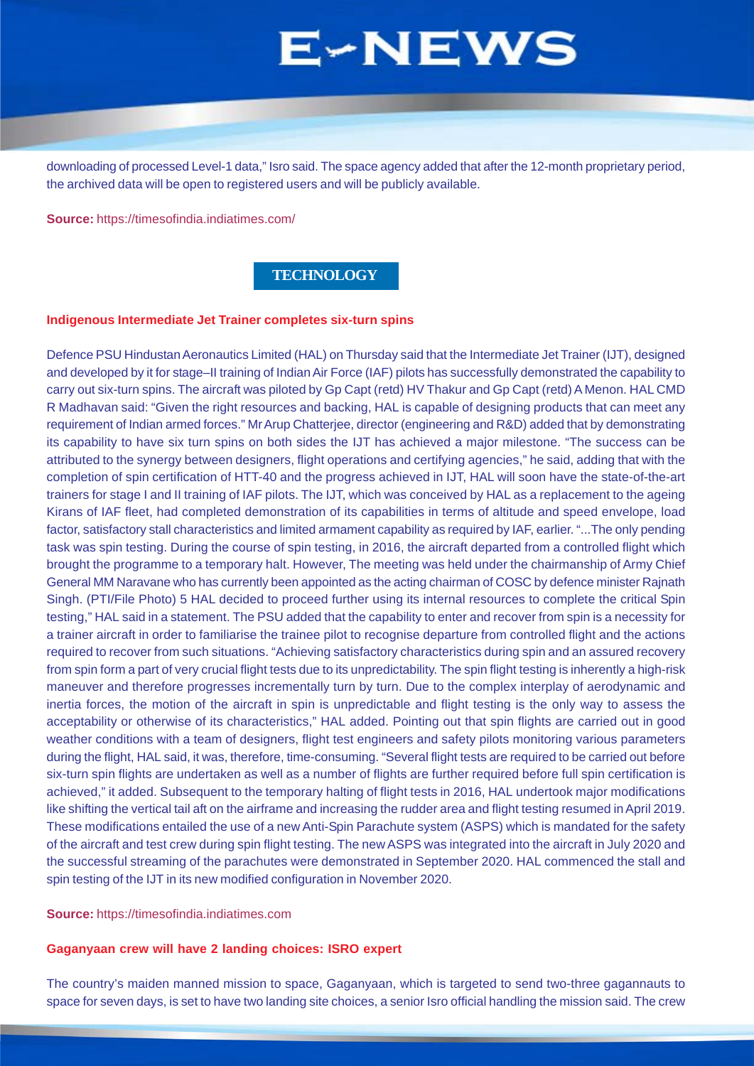downloading of processed Level-1 data," Isro said. The space agency added that after the 12-month proprietary period, the archived data will be open to registered users and will be publicly available.

**Source:** https://timesofindia.indiatimes.com/

## TECHNOLOGY

### Indigenous Intermediate Jet Trainer completes six-turn spins

Defence PSU Hindustan Aeronautics Limited (HAL) on Thursday said that the Intermediate Jet Trainer (IJT), designed and developed by it for stage–II training of Indian Air Force (IAF) pilots has successfully demonstrated the capability to carry out six-turn spins. The aircraft was piloted by Gp Capt (retd) HV Thakur and Gp Capt (retd) A Menon. HAL CMD R Madhavan said: "Given the right resources and backing, HAL is capable of designing products that can meet any requirement of Indian armed forces." Mr Arup Chatterjee, director (engineering and R&D) added that by demonstrating its capability to have six turn spins on both sides the IJT has achieved a major milestone. "The success can be attributed to the synergy between designers, flight operations and certifying agencies," he said, adding that with the completion of spin certification of HTT-40 and the progress achieved in IJT, HAL will soon have the state-of-the-art trainers for stage I and II training of IAF pilots. The IJT, which was conceived by HAL as a replacement to the ageing Kirans of IAF fleet, had completed demonstration of its capabilities in terms of altitude and speed envelope, load factor, satisfactory stall characteristics and limited armament capability as required by IAF, earlier. "...The only pending task was spin testing. During the course of spin testing, in 2016, the aircraft departed from a controlled flight which brought the programme to a temporary halt. However, The meeting was held under the chairmanship of Army Chief General MM Naravane who has currently been appointed as the acting chairman of COSC by defence minister Rajnath Singh. (PTI/File Photo) 5 HAL decided to proceed further using its internal resources to complete the critical Spin testing," HAL said in a statement. The PSU added that the capability to enter and recover from spin is a necessity for a trainer aircraft in order to familiarise the trainee pilot to recognise departure from controlled flight and the actions required to recover from such situations. "Achieving satisfactory characteristics during spin and an assured recovery from spin form a part of very crucial flight tests due to its unpredictability. The spin flight testing is inherently a high-risk maneuver and therefore progresses incrementally turn by turn. Due to the complex interplay of aerodynamic and inertia forces, the motion of the aircraft in spin is unpredictable and flight testing is the only way to assess the acceptability or otherwise of its characteristics," HAL added. Pointing out that spin flights are carried out in good weather conditions with a team of designers, flight test engineers and safety pilots monitoring various parameters during the flight, HAL said, it was, therefore, time-consuming. "Several flight tests are required to be carried out before six-turn spin flights are undertaken as well as a number of flights are further required before full spin certification is achieved," it added. Subsequent to the temporary halting of flight tests in 2016, HAL undertook major modifications like shifting the vertical tail aft on the airframe and increasing the rudder area and flight testing resumed in April 2019. These modifications entailed the use of a new Anti-Spin Parachute system (ASPS) which is mandated for the safety of the aircraft and test crew during spin flight testing. The new ASPS was integrated into the aircraft in July 2020 and the successful streaming of the parachutes were demonstrated in September 2020. HAL commenced the stall and spin testing of the IJT in its new modified configuration in November 2020.

**Source:** https://timesofindia.indiatimes.com

### Gaganyaan crew will have 2 landing choices: ISRO expert

The country's maiden manned mission to space, Gaganyaan, which is targeted to send two-three gagannauts to space for seven days, is set to have two landing site choices, a senior Isro official handling the mission said. The crew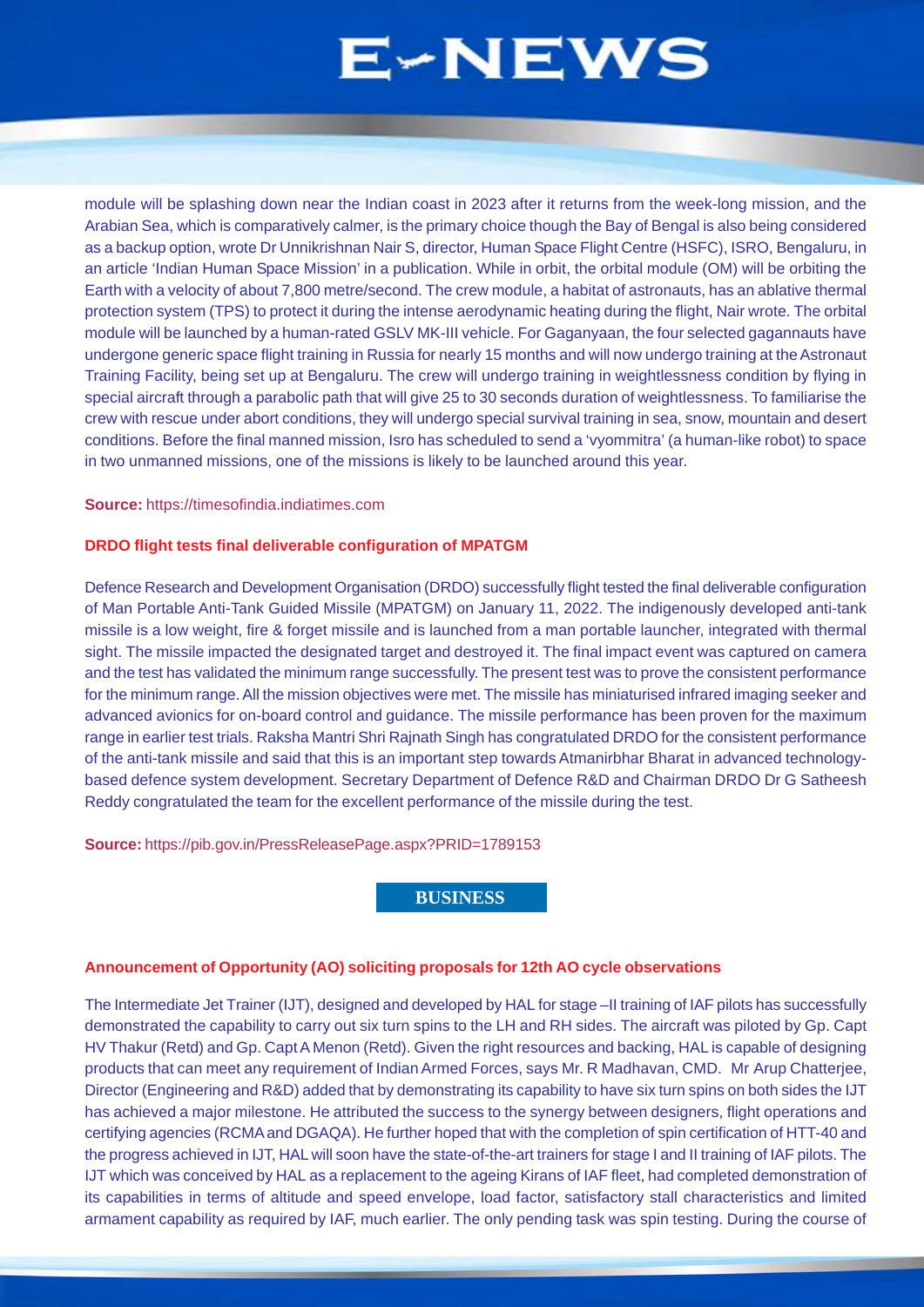module will be splashing down near the Indian coast in 2023 after it returns from the week-long mission, and the Arabian Sea, which is comparatively calmer, is the primary choice though the Bay of Bengal is also being considered as a backup option, wrote Dr Unnikrishnan Nair S, director, Human Space Flight Centre (HSFC), ISRO, Bengaluru, in an article 'Indian Human Space Mission' in a publication. While in orbit, the orbital module (OM) will be orbiting the Earth with a velocity of about 7,800 metre/second. The crew module, a habitat of astronauts, has an ablative thermal protection system (TPS) to protect it during the intense aerodynamic heating during the flight, Nair wrote. The orbital module will be launched by a human-rated GSLV MK-III vehicle. For Gaganyaan, the four selected gagannauts have undergone generic space flight training in Russia for nearly 15 months and will now undergo training at the Astronaut Training Facility, being set up at Bengaluru. The crew will undergo training in weightlessness condition by flying in special aircraft through a parabolic path that will give 25 to 30 seconds duration of weightlessness. To familiarise the crew with rescue under abort conditions, they will undergo special survival training in sea, snow, mountain and desert conditions. Before the final manned mission, Isro has scheduled to send a 'vyommitra' (a human-like robot) to space in two unmanned missions, one of the missions is likely to be launched around this year.

**Source:** https://timesofindia.indiatimes.com

### DRDO flight tests final deliverable configuration of MPATGM

Defence Research and Development Organisation (DRDO) successfully flight tested the final deliverable configuration of Man Portable Anti-Tank Guided Missile (MPATGM) on January 11, 2022. The indigenously developed anti-tank missile is a low weight, fire & forget missile and is launched from a man portable launcher, integrated with thermal sight. The missile impacted the designated target and destroyed it. The final impact event was captured on camera and the test has validated the minimum range successfully. The present test was to prove the consistent performance for the minimum range. All the mission objectives were met. The missile has miniaturised infrared imaging seeker and advanced avionics for on-board control and guidance. The missile performance has been proven for the maximum range in earlier test trials. Raksha Mantri Shri Rajnath Singh has congratulated DRDO for the consistent performance of the anti-tank missile and said that this is an important step towards Atmanirbhar Bharat in advanced technology-based defence system development. Secretary Department of Defence R&D and Chairman DRDO Dr G Satheesh Reddy congratulated the team for the excellent performance of the missile during the test.

**Source:** https://pib.gov.in/PressReleasePage.aspx?PRID=1789153

## BUSINESS

### Announcement of Opportunity (AO) soliciting proposals for 12th AO cycle observations

The Intermediate Jet Trainer (IJT), designed and developed by HAL for stage –II training of IAF pilots has successfully demonstrated the capability to carry out six turn spins to the LH and RH sides. The aircraft was piloted by Gp. Capt HV Thakur (Retd) and Gp. Capt A Menon (Retd). Given the right resources and backing, HAL is capable of designing products that can meet any requirement of Indian Armed Forces, says Mr. R Madhavan, CMD. Mr Arup Chatterjee, Director (Engineering and R&D) added that by demonstrating its capability to have six turn spins on both sides the IJT has achieved a major milestone. He attributed the success to the synergy between designers, flight operations and certifying agencies (RCMA and DGAQA). He further hoped that with the completion of spin certification of HTT-40 and the progress achieved in IJT, HAL will soon have the state-of-the-art trainers for stage I and II training of IAF pilots. The IJT which was conceived by HAL as a replacement to the ageing Kirans of IAF fleet, had completed demonstration of its capabilities in terms of altitude and speed envelope, load factor, satisfactory stall characteristics and limited armament capability as required by IAF, much earlier. The only pending task was spin testing. During the course of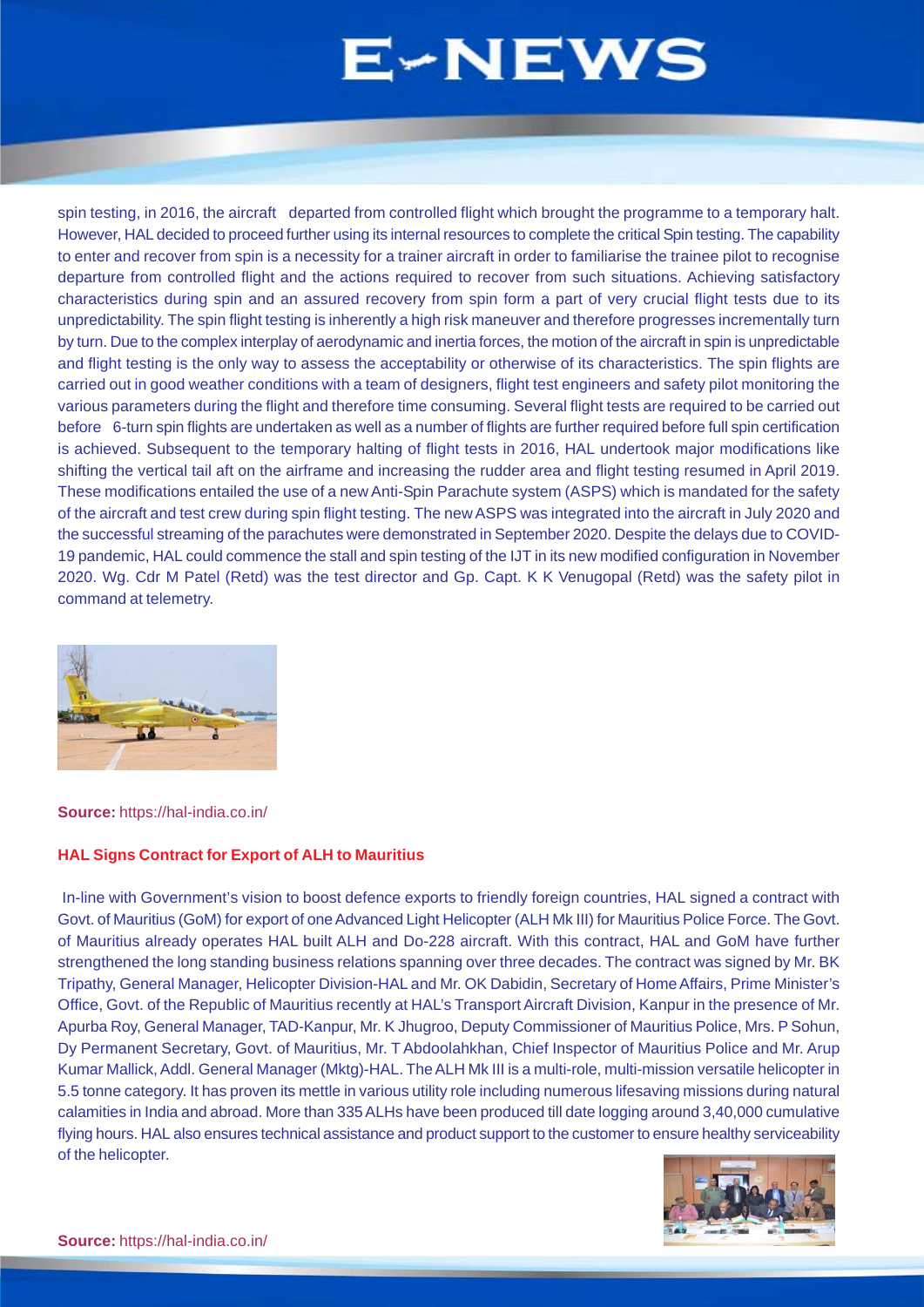spin testing, in 2016, the aircraft departed from controlled flight which brought the programme to a temporary halt. However, HAL decided to proceed further using its internal resources to complete the critical Spin testing. The capability to enter and recover from spin is a necessity for a trainer aircraft in order to familiarise the trainee pilot to recognise departure from controlled flight and the actions required to recover from such situations. Achieving satisfactory characteristics during spin and an assured recovery from spin form a part of very crucial flight tests due to its unpredictability. The spin flight testing is inherently a high risk maneuver and therefore progresses incrementally turn by turn. Due to the complex interplay of aerodynamic and inertia forces, the motion of the aircraft in spin is unpredictable and flight testing is the only way to assess the acceptability or otherwise of its characteristics. The spin flights are carried out in good weather conditions with a team of designers, flight test engineers and safety pilot monitoring the various parameters during the flight and therefore time consuming. Several flight tests are required to be carried out before 6-turn spin flights are undertaken as well as a number of flights are further required before full spin certification is achieved. Subsequent to the temporary halting of flight tests in 2016, HAL undertook major modifications like shifting the vertical tail aft on the airframe and increasing the rudder area and flight testing resumed in April 2019. These modifications entailed the use of a new Anti-Spin Parachute system (ASPS) which is mandated for the safety of the aircraft and test crew during spin flight testing. The new ASPS was integrated into the aircraft in July 2020 and the successful streaming of the parachutes were demonstrated in September 2020. Despite the delays due to COVID-19 pandemic, HAL could commence the stall and spin testing of the IJT in its new modified configuration in November 2020. Wg. Cdr M Patel (Retd) was the test director and Gp. Capt. K K Venugopal (Retd) was the safety pilot in command at telemetry.

**Source:** https://hal-india.co.in/

**HAL Signs Contract for Export of ALH to Mauritius**

In-line with Government's vision to boost defence exports to friendly foreign countries, HAL signed a contract with Govt. of Mauritius (GoM) for export of one Advanced Light Helicopter (ALH Mk III) for Mauritius Police Force. The Govt. of Mauritius already operates HAL built ALH and Do-228 aircraft. With this contract, HAL and GoM have further strengthened the long standing business relations spanning over three decades. The contract was signed by Mr. BK Tripathy, General Manager, Helicopter Division-HAL and Mr. OK Dabidin, Secretary of Home Affairs, Prime Minister's Office, Govt. of the Republic of Mauritius recently at HAL's Transport Aircraft Division, Kanpur in the presence of Mr. Apurba Roy, General Manager, TAD-Kanpur, Mr. K Jhugroo, Deputy Commissioner of Mauritius Police, Mrs. P Sohun, Dy Permanent Secretary, Govt. of Mauritius, Mr. T Abdoolahkhan, Chief Inspector of Mauritius Police and Mr. Arup Kumar Mallick, Addl. General Manager (Mktg)-HAL. The ALH Mk III is a multi-role, multi-mission versatile helicopter in 5.5 tonne category. It has proven its mettle in various utility role including numerous lifesaving missions during natural calamities in India and abroad. More than 335 ALHs have been produced till date logging around 3,40,000 cumulative flying hours. HAL also ensures technical assistance and product support to the customer to ensure healthy serviceability of the helicopter.

**Source:** https://hal-india.co.in/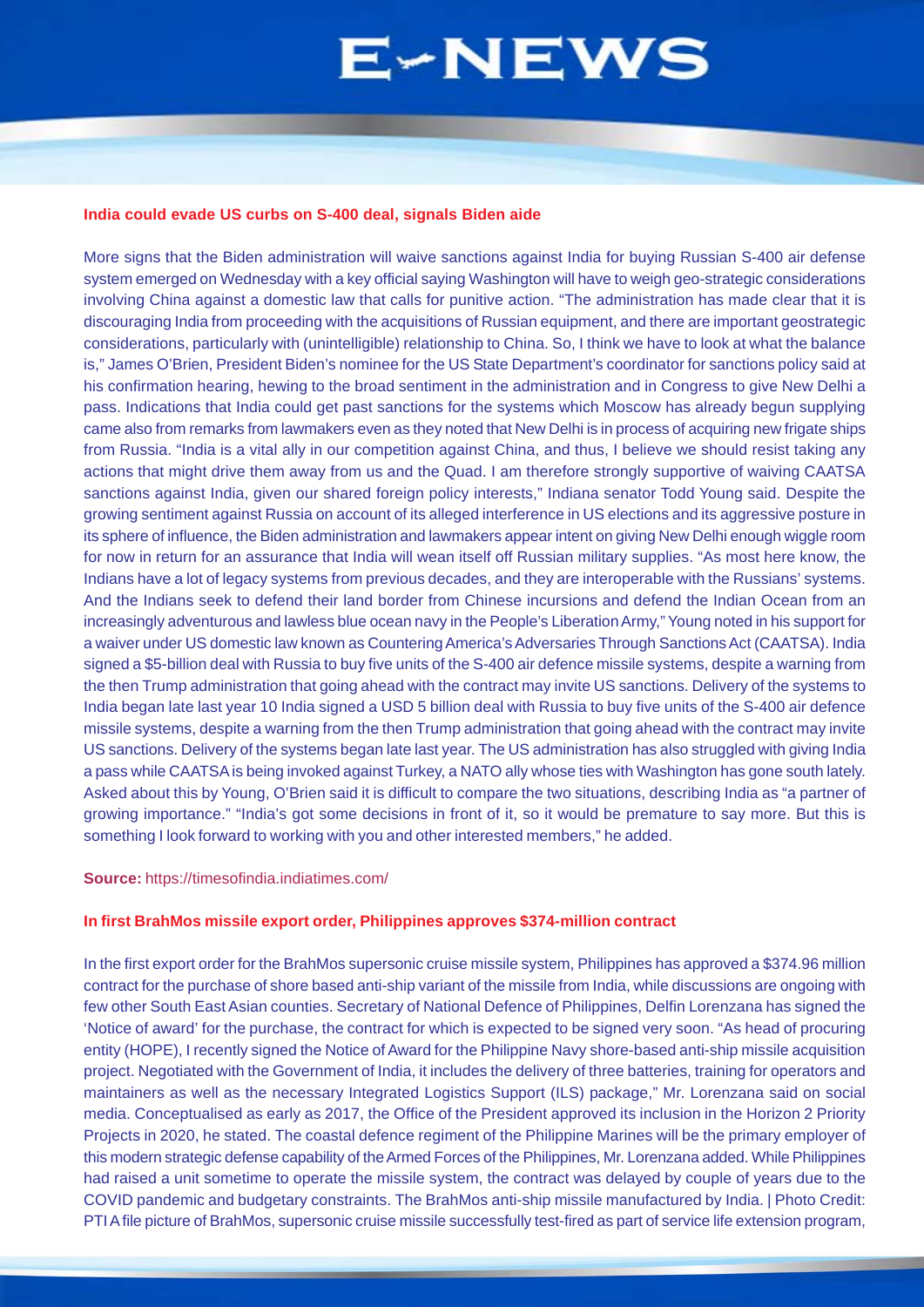### India could evade US curbs on S-400 deal, signals Biden aide

More signs that the Biden administration will waive sanctions against India for buying Russian S-400 air defense system emerged on Wednesday with a key official saying Washington will have to weigh geo-strategic considerations involving China against a domestic law that calls for punitive action. "The administration has made clear that it is discouraging India from proceeding with the acquisitions of Russian equipment, and there are important geostrategic considerations, particularly with (unintelligible) relationship to China. So, I think we have to look at what the balance is," James O'Brien, President Biden's nominee for the US State Department's coordinator for sanctions policy said at his confirmation hearing, hewing to the broad sentiment in the administration and in Congress to give New Delhi a pass. Indications that India could get past sanctions for the systems which Moscow has already begun supplying came also from remarks from lawmakers even as they noted that New Delhi is in process of acquiring new frigate ships from Russia. "India is a vital ally in our competition against China, and thus, I believe we should resist taking any actions that might drive them away from us and the Quad. I am therefore strongly supportive of waiving CAATSA sanctions against India, given our shared foreign policy interests," Indiana senator Todd Young said. Despite the growing sentiment against Russia on account of its alleged interference in US elections and its aggressive posture in its sphere of influence, the Biden administration and lawmakers appear intent on giving New Delhi enough wiggle room for now in return for an assurance that India will wean itself off Russian military supplies. "As most here know, the Indians have a lot of legacy systems from previous decades, and they are interoperable with the Russians' systems. And the Indians seek to defend their land border from Chinese incursions and defend the Indian Ocean from an increasingly adventurous and lawless blue ocean navy in the People's Liberation Army," Young noted in his support for a waiver under US domestic law known as Countering America's Adversaries Through Sanctions Act (CAATSA). India signed a $5-billion deal with Russia to buy five units of the S-400 air defence missile systems, despite a warning from the then Trump administration that going ahead with the contract may invite US sanctions. Delivery of the systems to India began late last year 10 India signed a USD 5 billion deal with Russia to buy five units of the S-400 air defence missile systems, despite a warning from the then Trump administration that going ahead with the contract may invite US sanctions. Delivery of the systems began late last year. The US administration has also struggled with giving India a pass while CAATSA is being invoked against Turkey, a NATO ally whose ties with Washington has gone south lately. Asked about this by Young, O'Brien said it is difficult to compare the two situations, describing India as "a partner of growing importance." "India's got some decisions in front of it, so it would be premature to say more. But this is something I look forward to working with you and other interested members," he added.

**Source:** https://timesofindia.indiatimes.com/

### In first BrahMos missile export order, Philippines approves $374-million contract

In the first export order for the BrahMos supersonic cruise missile system, Philippines has approved a $374.96 million contract for the purchase of shore based anti-ship variant of the missile from India, while discussions are ongoing with few other South East Asian counties. Secretary of National Defence of Philippines, Delfin Lorenzana has signed the 'Notice of award' for the purchase, the contract for which is expected to be signed very soon. "As head of procuring entity (HOPE), I recently signed the Notice of Award for the Philippine Navy shore-based anti-ship missile acquisition project. Negotiated with the Government of India, it includes the delivery of three batteries, training for operators and maintainers as well as the necessary Integrated Logistics Support (ILS) package," Mr. Lorenzana said on social media. Conceptualised as early as 2017, the Office of the President approved its inclusion in the Horizon 2 Priority Projects in 2020, he stated. The coastal defence regiment of the Philippine Marines will be the primary employer of this modern strategic defense capability of the Armed Forces of the Philippines, Mr. Lorenzana added. While Philippines had raised a unit sometime to operate the missile system, the contract was delayed by couple of years due to the COVID pandemic and budgetary constraints. The BrahMos anti-ship missile manufactured by India. | Photo Credit: PTI A file picture of BrahMos, supersonic cruise missile successfully test-fired as part of service life extension program,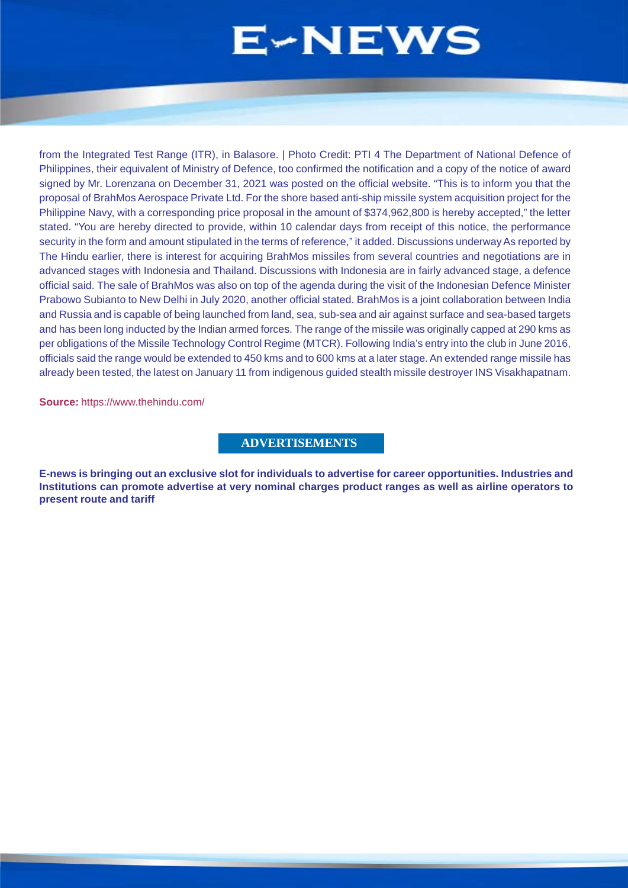from the Integrated Test Range (ITR), in Balasore. | Photo Credit: PTI 4 The Department of National Defence of Philippines, their equivalent of Ministry of Defence, too confirmed the notification and a copy of the notice of award signed by Mr. Lorenzana on December 31, 2021 was posted on the official website. "This is to inform you that the proposal of BrahMos Aerospace Private Ltd. For the shore based anti-ship missile system acquisition project for the Philippine Navy, with a corresponding price proposal in the amount of $374,962,800 is hereby accepted," the letter stated. "You are hereby directed to provide, within 10 calendar days from receipt of this notice, the performance security in the form and amount stipulated in the terms of reference," it added. Discussions underway As reported by The Hindu earlier, there is interest for acquiring BrahMos missiles from several countries and negotiations are in advanced stages with Indonesia and Thailand. Discussions with Indonesia are in fairly advanced stage, a defence official said. The sale of BrahMos was also on top of the agenda during the visit of the Indonesian Defence Minister Prabowo Subianto to New Delhi in July 2020, another official stated. BrahMos is a joint collaboration between India and Russia and is capable of being launched from land, sea, sub-sea and air against surface and sea-based targets and has been long inducted by the Indian armed forces. The range of the missile was originally capped at 290 kms as per obligations of the Missile Technology Control Regime (MTCR). Following India's entry into the club in June 2016, officials said the range would be extended to 450 kms and to 600 kms at a later stage. An extended range missile has already been tested, the latest on January 11 from indigenous guided stealth missile destroyer INS Visakhapatnam.

**Source:** https://www.thehindu.com/

## ADVERTISEMENTS

**E-news is bringing out an exclusive slot for individuals to advertise for career opportunities. Industries and Institutions can promote advertise at very nominal charges product ranges as well as airline operators to present route and tariff**